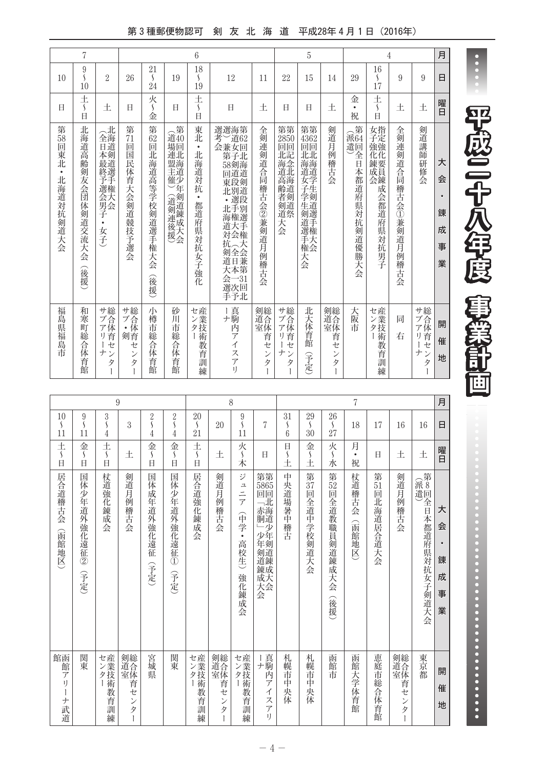# 平成二十八年度 事業計画

| 月 | 日 | 曜日 | 大会・錬成事業 | 開催地 |
|---|---|---|---|---|
| 4 | 9 | 土 | 剣道講師研修会 | 総合体育センターサブアリーナ |
| | 9 | 土 | 全剣連剣道合同稽古会①兼剣道月例稽古会 | 同右 |
| | 16〜17 | 土〜日 | 指定強化要員錬成会都道府県対抗男子女子強化錬成会 | 産業技術教育訓練センター |
| | 29 | 金・祝 | 第64回全日本都道府県対抗剣道優勝大会（派遣） | 大阪市 |
| 5 | 14 | 土 | 剣道月例稽古会 | 総合体育センター剣道室 |
| | 15 | 日 | 第4362回北海道女子学生剣道選手権大会第回北海道学生剣道選手権大会 | 北大体育館（予定） |
| | 22 | 日 | 第2850回北海道高齢者剣道大会第回記念北海道剣道祭 | 総合体育センターサブアリーナ |
| 6 | 11 | 土 | 全剣連剣道合同稽古会②兼剣道月例稽古会 | 総合体育センター剣道室 |
| | 12 | 日 | 第62回北海道剣道段別選手権大会兼第31回北海道女子剣道段別選手権大会（全日本一次予選）兼第58回東北・北海道対抗剣道大会選手選考会 | 真駒内アイスアリーナ |
| | 18〜19 | 土〜日 | 東北・北海道対抗・都道府県対抗女子強化 | 産業技術教育訓練センター |
| | 19 | 日 | 第40回北海道少年剣道錬成大会（道場連盟主催）（道剣連後援） | 砂川市総合体育館 |
| | 21〜24 | 火〜金 | 第62回北海道高等学校剣道選手権大会（後援） | 小樽市総合体育館 |
| | 26 | 日 | 第71回国民体育大会剣道競技予選会 | 総合体育センターサブ・剣 |
| 7 | 2 | 土 | 北海道剣道選手権大会（全日本最終予選会男子・女子） | 総合体育センターサブアリーナ |
| | 9〜10 | 土〜日 | 北海道高齢剣友会団体剣道交流大会（後援） | 和寒町総合体育館 |
| | 10 | 日 | 第58回東北・北海道対抗剣道大会 | 福島県福島市 |
| 7 | 16 | 土 | 第8回全日本都道府県対抗女子剣道大会（派遣） | 東京都 |
| | 16 | 土 | 剣道月例稽古会 | 総合体育センター剣道室 |
| | 17 | 日 | 第51回北海道居合道大会 | 恵庭市総合体育館 |
| | 18 | 月・祝 | 杖道稽古会（函館地区） | 函館大学体育館 |
| | 26〜27 | 火〜水 | 第52回全道教職員剣道錬成大会（後援） | 函館市 |
| | 29〜30 | 金〜土 | 第37回全道中学校剣道大会 | 札幌市中央体 |
| | 31〜6 | 日〜土 | 中央道場暑中稽古 | 札幌市中央体 |
| 8 | 7 | 日 | 第5865回北海道少年剣道錬成大会第回「赤胴」少年剣道錬成大会 | 真駒内アイスアリーナ |
| | 9〜11 | 火〜木 | ジュニア（中学・高校生）強化錬成会 | 産業技術教育訓練センター |
| | 20 | 土 | 剣道月例稽古会 | 総合体育センター剣道室 |
| | 20〜21 | 土〜日 | 居合道強化錬成会 | 産業技術教育訓練センター |
| 9 | 2〜4 | 金〜日 | 国体少年道外強化遠征①（予定） | 関東 |
| | 2〜4 | 金〜日 | 国体成年道外強化遠征（予定） | 宮城県 |
| | 3 | 土 | 剣道月例稽古会 | 総合体育センター剣道室 |
| | 3〜4 | 土〜日 | 杖道強化錬成会 | 産業技術教育訓練センター |
| | 9〜11 | 金〜日 | 国体少年道外強化遠征②（予定） | 関東 |
| | 10〜11 | 土〜日 | 居合道稽古会（函館地区） | 函館アリーナ武道館 |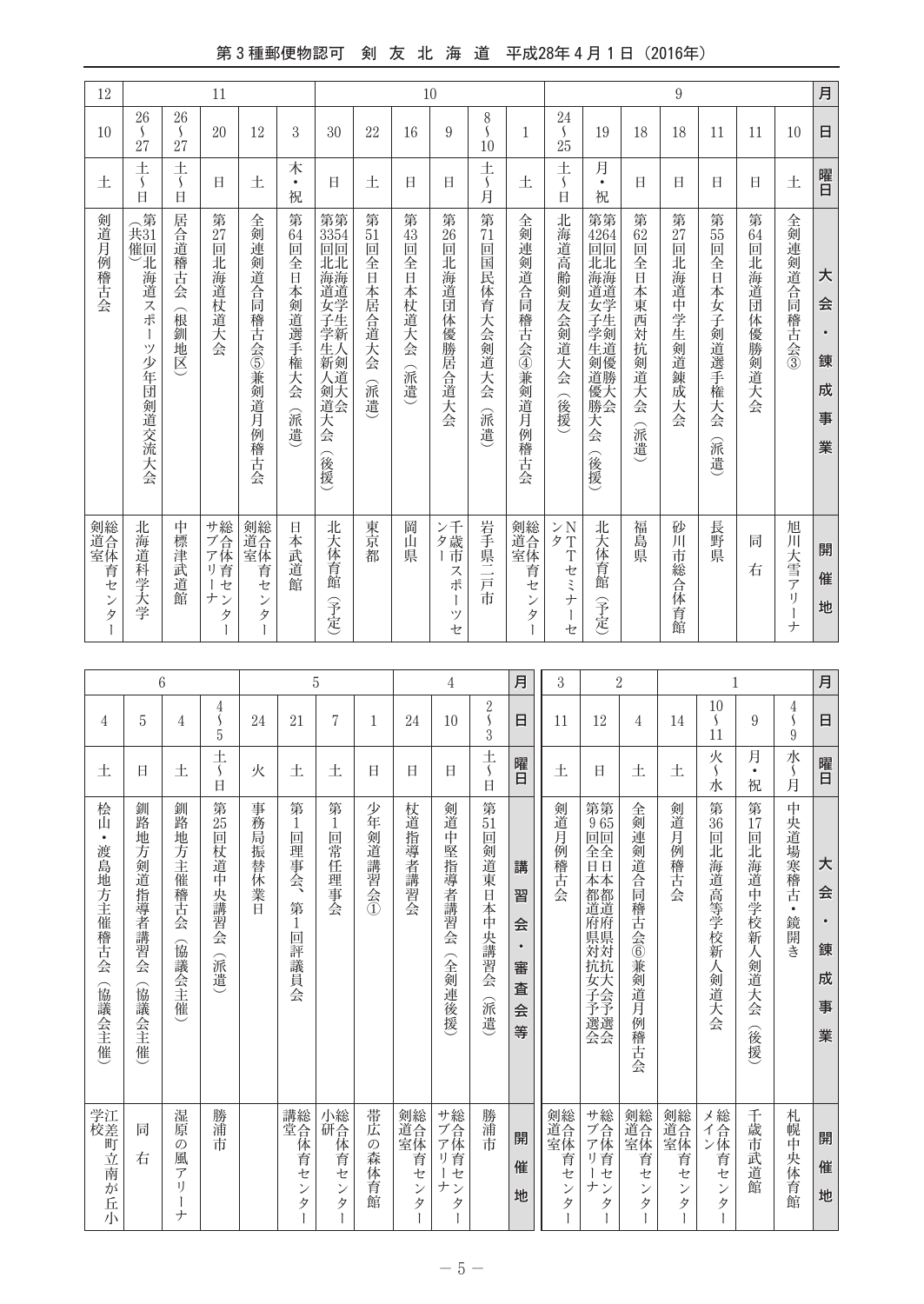| 月 | 日 | 曜日 | 大会・錬成事業 | 開催地 |
|---|---|---|---|---|
| 9 | 10 | 土 | 全剣連剣道合同稽古会③ | 旭川大雪アリーナ |
| | 11 | 日 | 第64回北海道団体優勝剣道大会 | 同　右 |
| | 11 | 日 | 第55回全日本女子剣道選手権大会（派遣） | 長野県 |
| | 18 | 日 | 第27回北海道中学生剣道錬成大会 | 砂川市総合体育館 |
| | 18 | 日 | 第62回全日本東西対抗剣道大会（派遣） | 福島県 |
| | 19 | 月・祝 | 第42回北海道学生剣道優勝大会<br>第64回北海道女子学生剣道優勝大会（後援） | 北大体育館（予定） |
| | 24〜25 | 土〜日 | 北海道高齢剣友会剣道大会（後援） | NTTセミナーセンタ |
| 10 | 1 | 土 | 全剣連剣道合同稽古会④兼剣道月例稽古会 | 総合体育センター剣道室 |
| | 8〜10 | 土〜月 | 第71回国民体育大会剣道大会（派遣） | 岩手県二戸市 |
| | 9 | 日 | 第26回北海道団体優勝居合道大会 | 千歳市スポーツセンター |
| | 16 | 日 | 第43回全日本杖道大会（派遣） | 岡山県 |
| | 22 | 土 | 第51回全日本居合道大会（派遣） | 東京都 |
| | 30 | 日 | 第35回北海道学生新人剣道大会<br>第34回北海道女子学生新人剣道大会（後援） | 北大体育館（予定） |
| 11 | 3 | 木・祝 | 第64回全日本剣道選手権大会（派遣） | 日本武道館 |
| | 12 | 土 | 全剣連剣道合同稽古会⑤兼剣道月例稽古会 | 総合体育センター剣道室 |
| | 20 | 日 | 第27回北海道杖道大会 | 総合体育センターサブアリーナ |
| | 26〜27 | 土〜日 | 居合道稽古会（根釧地区） | 中標津武道館 |
| | 26〜27 | 土〜日 | 第31回北海道スポーツ少年団剣道交流大会（共催） | 北海道科学大学 |
| 12 | 10 | 土 | 剣道月例稽古会 | 総合体育センター剣道室 |
| 1 | 4〜9 | 水〜月 | 中央道場寒稽古・鏡開き | 札幌中央体育館 |
| | 9 | 月・祝 | 第17回北海道中学校新人剣道大会（後援） | 千歳市武道館 |
| | 10〜11 | 火〜水 | 第36回北海道高等学校新人剣道大会 | 総合体育センターメイン |
| | 14 | 土 | 剣道月例稽古会 | 総合体育センター剣道室 |
| 2 | 4 | 土 | 全剣連剣道合同稽古会⑥兼剣道月例稽古会 | 総合体育センター剣道室 |
| | 12 | 日 | 第65回全日本都道府県対抗大会予選会<br>第9回全日本都道府県対抗女子予選会 | 総合体育センターサブアリーナ |
| 3 | 11 | 土 | 剣道月例稽古会 | 総合体育センター剣道室 |

| 月 | 日 | 曜日 | 講習会・審査会等 | 開催地 |
|---|---|---|---|---|
| 4 | 2〜3 | 土〜日 | 第51回剣道東日本中央講習会（派遣） | 勝浦市 |
| | 10 | 日 | 剣道中堅指導者講習会（全剣連後援） | 総合体育センターサブアリーナ |
| | 24 | 日 | 杖道指導者講習会 | 総合体育センター剣道室 |
| 5 | 1 | 日 | 少年剣道講習会① | 帯広の森体育館 |
| | 7 | 土 | 第1回常任理事会 | 総合体育センター小研 |
| | 21 | 土 | 第1回理事会、第1回評議員会 | 総合体育センター講堂 |
| | 24 | 火 | 事務局振替休業日 | |
| 6 | 4〜5 | 土〜日 | 第25回杖道中央講習会（派遣） | 勝浦市 |
| | 4 | 土 | 釧路地方主催稽古会（協議会主催） | 湿原の風アリーナ |
| | 5 | 日 | 釧路地方剣道指導者講習会（協議会主催） | 同　右 |
| | 4 | 土 | 桧山・渡島地方主催稽古会（協議会主催） | 江差町立南が丘小学校 |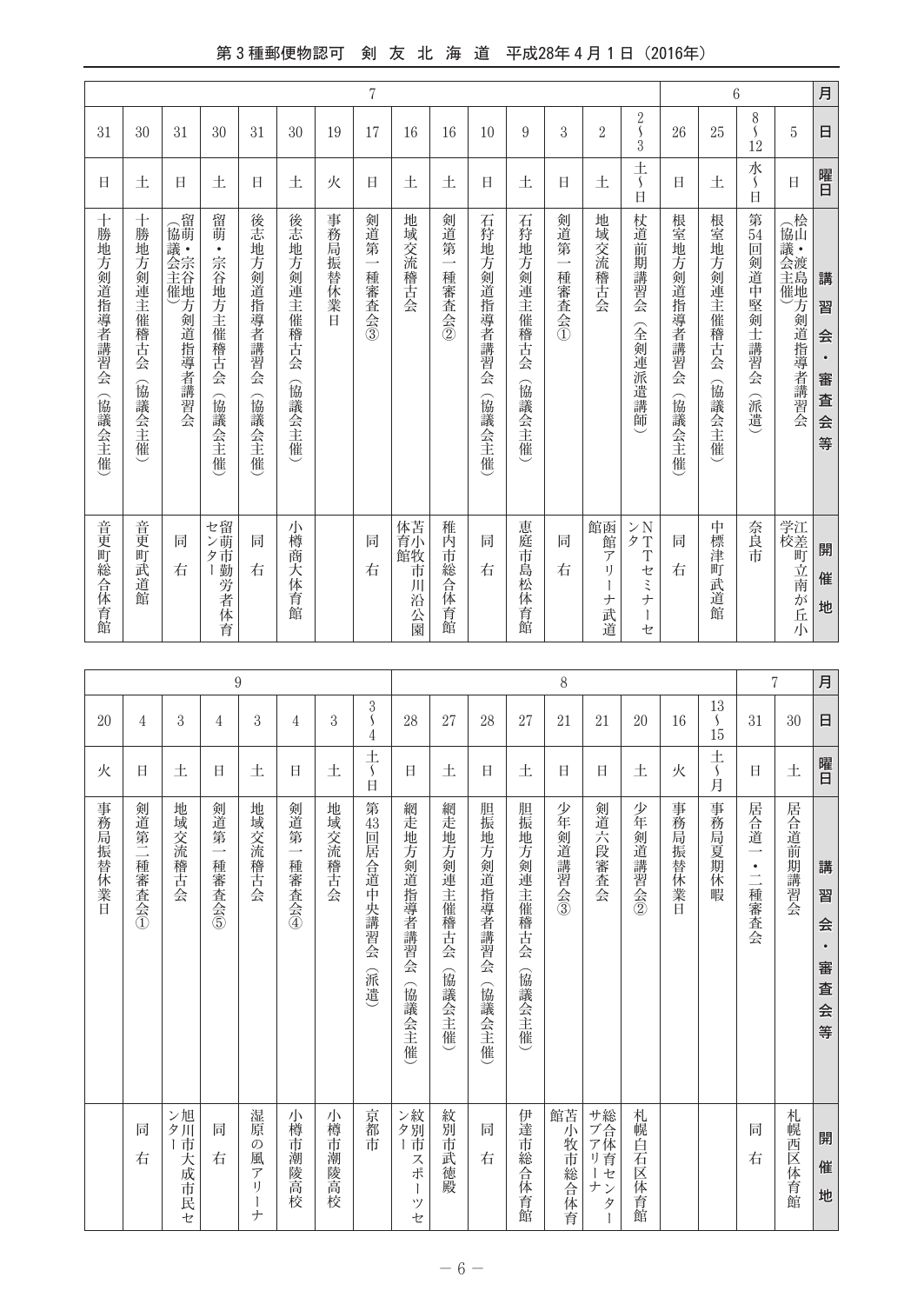| 月 | 日 | 曜日 | 講習会・審査会等 | 開催地 |
|---|---|---|---|---|
| 6 | 5 | 日 | 桧山・渡島地方剣道指導者講習会（協議会主催） | 江差町立南が丘小学校 |
| | 8〜12 | 水〜日 | 第54回剣道中堅剣士講習会（派遣） | 奈良市 |
| | 25 | 土 | 根室地方剣連主催稽古会（協議会主催） | 中標津町武道館 |
| | 26 | 日 | 根室地方剣道指導者講習会（協議会主催） | 同右 |
| 7 | 2〜3 | 土〜日 | 杖道前期講習会（全剣連派遣講師） | NTTセミナーセンタ |
| | 2 | 土 | 地域交流稽古会 | 函館アリーナ武道館 |
| | 3 | 日 | 剣道第一種審査会① | 同右 |
| | 9 | 土 | 石狩地方剣連主催稽古会（協議会主催） | 恵庭市島松体育館 |
| | 10 | 日 | 石狩地方剣道指導者講習会（協議会主催） | 同右 |
| | 16 | 土 | 剣道第一種審査会② | 稚内市総合体育館 |
| | 16 | 土 | 地域交流稽古会 | 苫小牧市川沿公園体育館 |
| | 17 | 日 | 剣道第一種審査会③ | 同右 |
| | 19 | 火 | 事務局振替休業日 | |
| | 30 | 土 | 後志地方剣連主催稽古会（協議会主催） | 小樽商大体育館 |
| | 31 | 日 | 後志地方剣道指導者講習会（協議会主催） | 同右 |
| | 30 | 土 | 留萌・宗谷地方主催稽古会（協議会主催） | 留萌市勤労者体育センター |
| | 31 | 日 | 留萌・宗谷地方剣道指導者講習会（協議会主催） | 同右 |
| | 30 | 土 | 十勝地方剣連主催稽古会（協議会主催） | 音更町武道館 |
| | 31 | 日 | 十勝地方剣道指導者講習会（協議会主催） | 音更町総合体育館 |
| 7 | 30 | 土 | 居合道前期講習会 | 札幌西区体育館 |
| | 31 | 日 | 居合道一・二種審査会 | 同右 |
| 8 | 13〜15 | 土〜月 | 事務局夏期休暇 | |
| | 16 | 火 | 事務局振替休業日 | |
| | 20 | 土 | 少年剣道講習会② | 札幌白石区体育館 |
| | 21 | 日 | 剣道六段審査会 | 総合体育センターサブアリーナ |
| | 21 | 日 | 少年剣道講習会③ | 苫小牧市総合体育館 |
| | 27 | 土 | 胆振地方剣連主催稽古会（協議会主催） | 伊達市総合体育館 |
| | 28 | 日 | 胆振地方剣道指導者講習会（協議会主催） | 同右 |
| | 27 | 土 | 網走地方剣連主催稽古会（協議会主催） | 紋別市武徳殿 |
| | 28 | 日 | 網走地方剣道指導者講習会（協議会主催） | 紋別市スポーツセンター |
| 9 | 3〜4 | 土〜日 | 第43回居合道中央講習会（派遣） | 京都市 |
| | 3 | 土 | 地域交流稽古会 | 小樽市潮陵高校 |
| | 4 | 日 | 剣道第一種審査会④ | 小樽市潮陵高校 |
| | 3 | 土 | 地域交流稽古会 | 湿原の風アリーナ |
| | 4 | 日 | 剣道第一種審査会⑤ | 同右 |
| | 3 | 土 | 地域交流稽古会 | 旭川市大成市民センター |
| | 4 | 日 | 剣道第二種審査会① | 同右 |
| | 20 | 火 | 事務局振替休業日 | |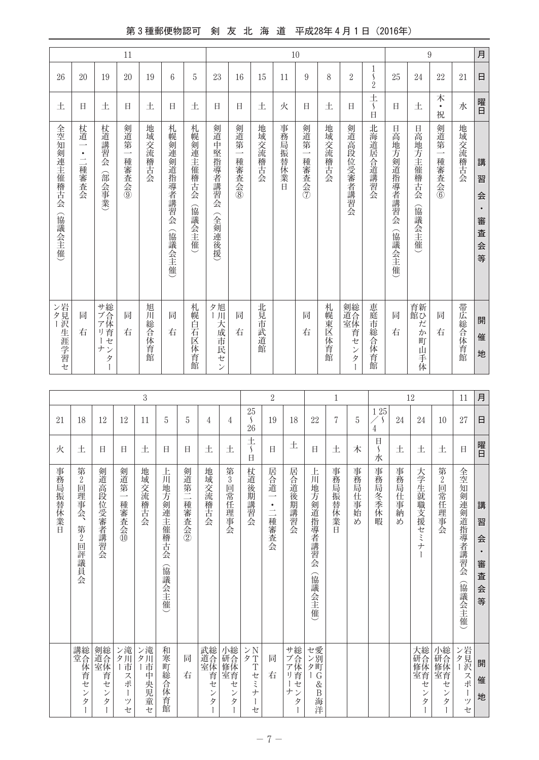| 月 | 日 | 曜日 | 講習会・審査会等 | 開催地 |
|---|---|---|---|---|
| 9 | 21 | 水 | 地域交流稽古会 | 帯広総合体育館 |
| | 22 | 木・祝 | 剣道第一種審査会⑥ | 同右 |
| | 24 | 土 | 日高地方主催稽古会（協議会主催） | 新ひだか町山手体育館 |
| | 25 | 日 | 日高地方剣道指導者講習会（協議会主催） | 同右 |
| 10 | 1～2 | 土～日 | 北海道居合道講習会 | 恵庭市総合体育館 |
| | 2 | 日 | 剣道高段位受審者講習会 | 総合体育センター剣道室 |
| | 8 | 土 | 地域交流稽古会 | 札幌東区体育館 |
| | 9 | 日 | 剣道第一種審査会⑦ | 同右 |
| | 11 | 火 | 事務局振替休業日 | |
| | 15 | 土 | 地域交流稽古会 | 北見市武道館 |
| | 16 | 日 | 剣道第一種審査会⑧ | 同右 |
| | 23 | 日 | 剣道中堅指導者講習会（全剣連後援） | 旭川大成市民センター |
| 11 | 5 | 土 | 札幌剣連主催稽古会（協議会主催） | 札幌白石区体育館 |
| | 6 | 日 | 札幌剣連剣道指導者講習会（協議会主催） | 同右 |
| | 19 | 土 | 地域交流稽古会 | 旭川総合体育館 |
| | 20 | 日 | 剣道第一種審査会⑨ | 同右 |
| | 19 | 土 | 杖道講習会（部会事業） | 総合体育センターサブアリーナ |
| | 20 | 日 | 杖道一・二種審査会 | 同右 |
| | 26 | 土 | 全空知剣連主催稽古会（協議会主催） | 岩見沢生涯学習センター |
| 11 | 27 | 日 | 全空知剣連剣道指導者講習会（協議会主催） | 岩見沢スポーツセンター |
| 12 | 10 | 土 | 第2回常任理事会 | 総合体育センター小研修室 |
| | 24 | 土 | 大学生就職支援セミナー | 総合体育センター大研修室 |
| | 24 | 土 | 事務局仕事納め | |
| | 12/25～1/4 | 日～水 | 事務局冬季休暇 | |
| 1 | 5 | 木 | 事務局仕事始め | |
| | 7 | 土 | 事務局振替休業日 | |
| | 22 | 日 | 上川地方剣道指導者講習会（協議会主催） | 愛別町G&B海洋センター |
| 2 | 18 | 土 | 居合道後期講習会 | 総合体育センターサブアリーナ |
| | 19 | 日 | 居合道一・二種審査会 | 同右 |
| | 25～26 | 土～日 | 杖道後期講習会 | NTTセミナーセンタ |
| 3 | 4 | 土 | 第3回常任理事会 | 総合体育センター小研修室 |
| | 4 | 土 | 地域交流稽古会 | 総合体育センター武道室 |
| | 5 | 日 | 剣道第二種審査会② | 同右 |
| | 5 | 日 | 上川地方剣連主催稽古会（協議会主催） | 和寒町総合体育館 |
| | 11 | 土 | 地域交流稽古会 | 滝川市中央児童センター |
| | 12 | 日 | 剣道第一種審査会⑩ | 滝川市スポーツセンター |
| | 12 | 日 | 剣道高段位受審者講習会 | 総合体育センター剣道室 |
| | 18 | 土 | 第2回理事会、第2回評議員会 | 総合体育センター講堂 |
| | 21 | 火 | 事務局振替休業日 | |